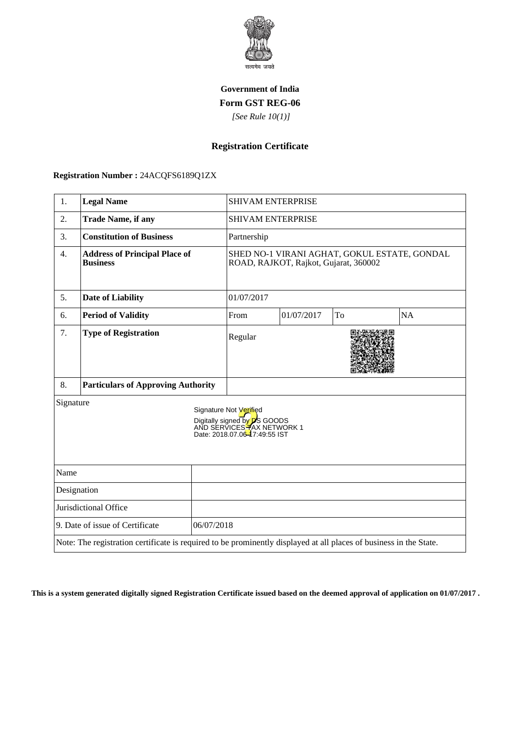सत्यमेव जयते

**Government of India**

**Form GST REG-06**

*[See Rule 10(1)]*

## Registration Certificate

**Registration Number :** 24ACQFS6189Q1ZX

| 1. | **Legal Name** | SHIVAM ENTERPRISE | | | |
|---|---|---|---|---|---|
| 2. | **Trade Name, if any** | SHIVAM ENTERPRISE | | | |
| 3. | **Constitution of Business** | Partnership | | | |
| 4. | **Address of Principal Place of Business** | SHED NO-1 VIRANI AGHAT, GOKUL ESTATE, GONDAL ROAD, RAJKOT, Rajkot, Gujarat, 360002 | | | |
| 5. | **Date of Liability** | 01/07/2017 | | | |
| 6. | **Period of Validity** | From | 01/07/2017 | To | NA |
| 7. | **Type of Registration** | Regular | | | |
| 8. | **Particulars of Approving Authority** | | | | |

Signature

Signature Not Verified
Digitally signed by DS GOODS AND SERVICES TAX NETWORK 1
Date: 2018.07.06 17:49:55 IST

| Name | |
|---|---|
| Designation | |
| Jurisdictional Office | |
| 9. Date of issue of Certificate | 06/07/2018 |

Note: The registration certificate is required to be prominently displayed at all places of business in the State.

**This is a system generated digitally signed Registration Certificate issued based on the deemed approval of application on 01/07/2017 .**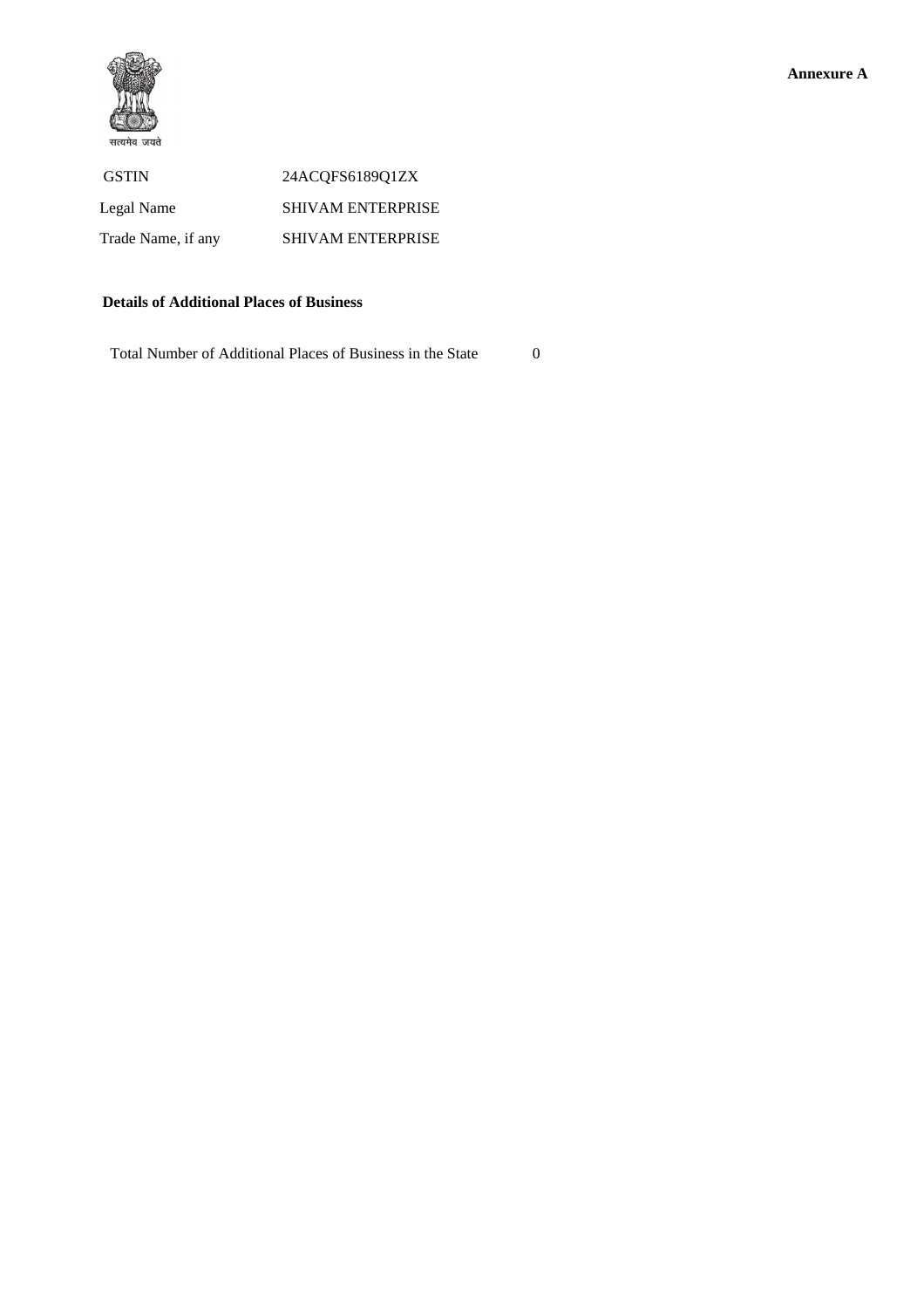सत्यमेव जयते

**Annexure A**

| | |
|---|---|
| GSTIN | 24ACQFS6189Q1ZX |
| Legal Name | SHIVAM ENTERPRISE |
| Trade Name, if any | SHIVAM ENTERPRISE |

**Details of Additional Places of Business**

Total Number of Additional Places of Business in the State 0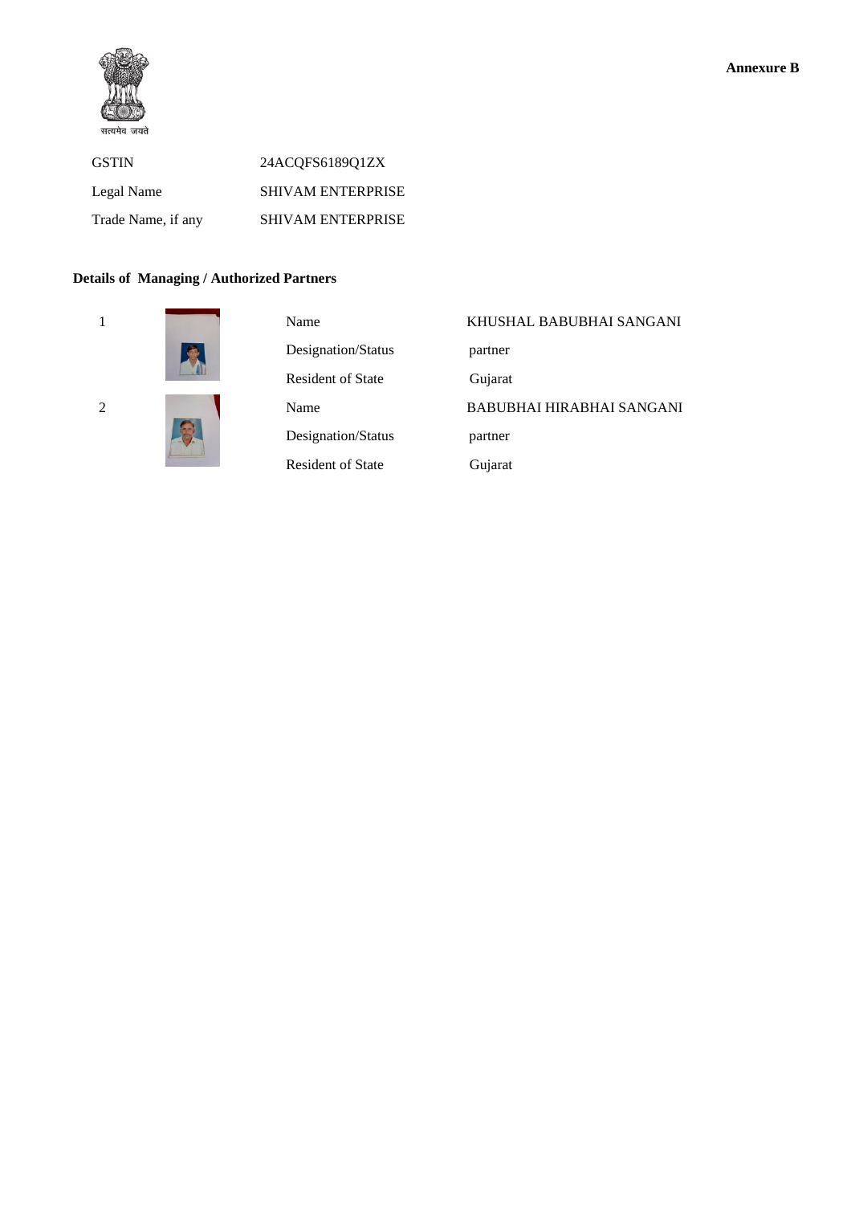Annexure B

| | |
|---|---|
| GSTIN | 24ACQFS6189Q1ZX |
| Legal Name | SHIVAM ENTERPRISE |
| Trade Name, if any | SHIVAM ENTERPRISE |

**Details of Managing / Authorized Partners**

| | | |
|---|---|---|
| 1 | Name | KHUSHAL BABUBHAI SANGANI |
| | Designation/Status | partner |
| | Resident of State | Gujarat |
| 2 | Name | BABUBHAI HIRABHAI SANGANI |
| | Designation/Status | partner |
| | Resident of State | Gujarat |